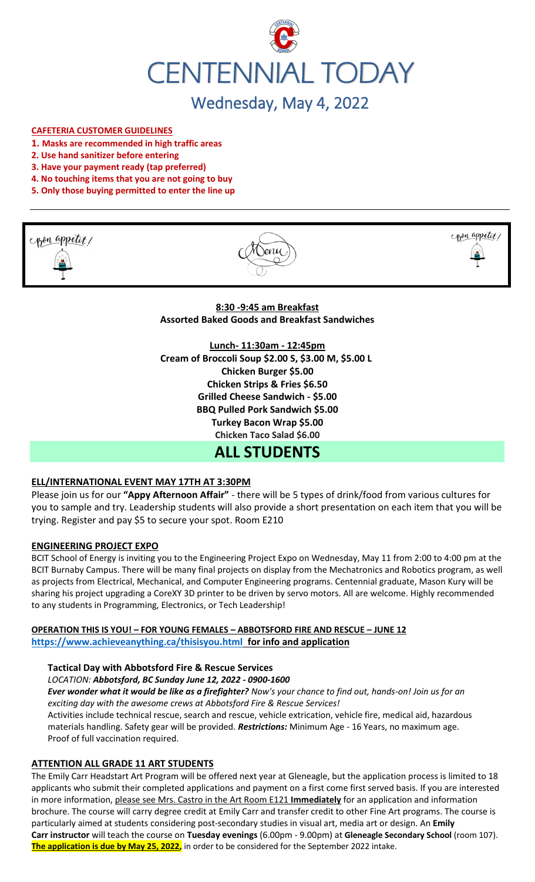# CENTENNIAL TODAY

## Wednesday, May 4, 2022

**CAFETERIA CUSTOMER GUIDELINES**

1. **Masks are recommended in high traffic areas**
2. **Use hand sanitizer before entering**
3. **Have your payment ready (tap preferred)**
4. **No touching items that you are not going to buy**
5. **Only those buying permitted to enter the line up**

Bon appetit! Menu Bon appetit!

**8:30 -9:45 am Breakfast**
**Assorted Baked Goods and Breakfast Sandwiches**

**Lunch- 11:30am - 12:45pm**
**Cream of Broccoli Soup $2.00 S, $3.00 M, $5.00 L**
**Chicken Burger $5.00**
**Chicken Strips & Fries $6.50**
**Grilled Cheese Sandwich - $5.00**
**BBQ Pulled Pork Sandwich $5.00**
**Turkey Bacon Wrap $5.00**
**Chicken Taco Salad $6.00**

# ALL STUDENTS

**ELL/INTERNATIONAL EVENT MAY 17TH AT 3:30PM**

Please join us for our **"Appy Afternoon Affair"** - there will be 5 types of drink/food from various cultures for you to sample and try. Leadership students will also provide a short presentation on each item that you will be trying. Register and pay $5 to secure your spot. Room E210

**ENGINEERING PROJECT EXPO**

BCIT School of Energy is inviting you to the Engineering Project Expo on Wednesday, May 11 from 2:00 to 4:00 pm at the BCIT Burnaby Campus. There will be many final projects on display from the Mechatronics and Robotics program, as well as projects from Electrical, Mechanical, and Computer Engineering programs. Centennial graduate, Mason Kury will be sharing his project upgrading a CoreXY 3D printer to be driven by servo motors. All are welcome. Highly recommended to any students in Programming, Electronics, or Tech Leadership!

**OPERATION THIS IS YOU! – FOR YOUNG FEMALES – ABBOTSFORD FIRE AND RESCUE – JUNE 12**
**https://www.achieveanything.ca/thisisyou.html for info and application**

**Tactical Day with Abbotsford Fire & Rescue Services**

*LOCATION: **Abbotsford, BC Sunday June 12, 2022 - 0900-1600***

***Ever wonder what it would be like as a firefighter?** Now's your chance to find out, hands-on! Join us for an exciting day with the awesome crews at Abbotsford Fire & Rescue Services!*

Activities include technical rescue, search and rescue, vehicle extrication, vehicle fire, medical aid, hazardous materials handling. Safety gear will be provided. ***Restrictions:*** Minimum Age - 16 Years, no maximum age. Proof of full vaccination required.

**ATTENTION ALL GRADE 11 ART STUDENTS**

The Emily Carr Headstart Art Program will be offered next year at Gleneagle, but the application process is limited to 18 applicants who submit their completed applications and payment on a first come first served basis. If you are interested in more information, please see Mrs. Castro in the Art Room E121 **Immediately** for an application and information brochure. The course will carry degree credit at Emily Carr and transfer credit to other Fine Art programs. The course is particularly aimed at students considering post-secondary studies in visual art, media art or design. An **Emily Carr instructor** will teach the course on **Tuesday evenings** (6.00pm - 9.00pm) at **Gleneagle Secondary School** (room 107). **The application is due by May 25, 2022,** in order to be considered for the September 2022 intake.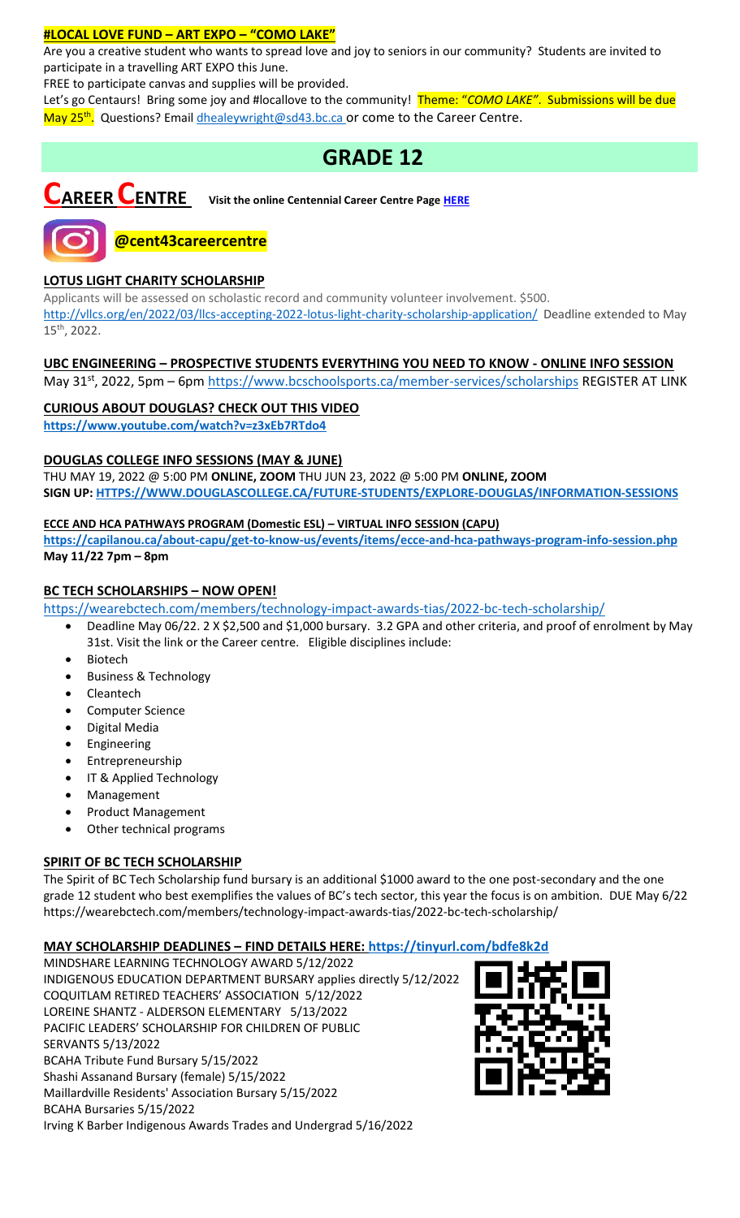**#LOCAL LOVE FUND – ART EXPO – "COMO LAKE"**

Are you a creative student who wants to spread love and joy to seniors in our community? Students are invited to participate in a travelling ART EXPO this June.

FREE to participate canvas and supplies will be provided.

Let's go Centaurs! Bring some joy and #locallove to the community! Theme: "*COMO LAKE"*. Submissions will be due May 25th. Questions? Email dhealeywright@sd43.bc.ca or come to the Career Centre.

# GRADE 12

## CAREER CENTRE

Visit the online Centennial Career Centre Page HERE

**@cent43careercentre**

### LOTUS LIGHT CHARITY SCHOLARSHIP

Applicants will be assessed on scholastic record and community volunteer involvement. $500. http://vllcs.org/en/2022/03/llcs-accepting-2022-lotus-light-charity-scholarship-application/ Deadline extended to May 15th, 2022.

### UBC ENGINEERING – PROSPECTIVE STUDENTS EVERYTHING YOU NEED TO KNOW - ONLINE INFO SESSION

May 31st, 2022, 5pm – 6pm https://www.bcschoolsports.ca/member-services/scholarships REGISTER AT LINK

### CURIOUS ABOUT DOUGLAS? CHECK OUT THIS VIDEO

**https://www.youtube.com/watch?v=z3xEb7RTdo4**

### DOUGLAS COLLEGE INFO SESSIONS (MAY & JUNE)

THU MAY 19, 2022 @ 5:00 PM **ONLINE, ZOOM** THU JUN 23, 2022 @ 5:00 PM **ONLINE, ZOOM**
**SIGN UP: HTTPS://WWW.DOUGLASCOLLEGE.CA/FUTURE-STUDENTS/EXPLORE-DOUGLAS/INFORMATION-SESSIONS**

### ECCE AND HCA PATHWAYS PROGRAM (Domestic ESL) – VIRTUAL INFO SESSION (CAPU)

**https://capilanou.ca/about-capu/get-to-know-us/events/items/ecce-and-hca-pathways-program-info-session.php**
**May 11/22 7pm – 8pm**

### BC TECH SCHOLARSHIPS – NOW OPEN!

https://wearebctech.com/members/technology-impact-awards-tias/2022-bc-tech-scholarship/

- Deadline May 06/22. 2 X $2,500 and $1,000 bursary. 3.2 GPA and other criteria, and proof of enrolment by May 31st. Visit the link or the Career centre. Eligible disciplines include:
- Biotech
- Business & Technology
- Cleantech
- Computer Science
- Digital Media
- Engineering
- Entrepreneurship
- IT & Applied Technology
- Management
- Product Management
- Other technical programs

### SPIRIT OF BC TECH SCHOLARSHIP

The Spirit of BC Tech Scholarship fund bursary is an additional $1000 award to the one post-secondary and the one grade 12 student who best exemplifies the values of BC's tech sector, this year the focus is on ambition. DUE May 6/22 https://wearebctech.com/members/technology-impact-awards-tias/2022-bc-tech-scholarship/

### MAY SCHOLARSHIP DEADLINES – FIND DETAILS HERE: https://tinyurl.com/bdfe8k2d

MINDSHARE LEARNING TECHNOLOGY AWARD 5/12/2022
INDIGENOUS EDUCATION DEPARTMENT BURSARY applies directly 5/12/2022
COQUITLAM RETIRED TEACHERS' ASSOCIATION 5/12/2022
LOREINE SHANTZ - ALDERSON ELEMENTARY 5/13/2022
PACIFIC LEADERS' SCHOLARSHIP FOR CHILDREN OF PUBLIC SERVANTS 5/13/2022
BCAHA Tribute Fund Bursary 5/15/2022
Shashi Assanand Bursary (female) 5/15/2022
Maillardville Residents' Association Bursary 5/15/2022
BCAHA Bursaries 5/15/2022
Irving K Barber Indigenous Awards Trades and Undergrad 5/16/2022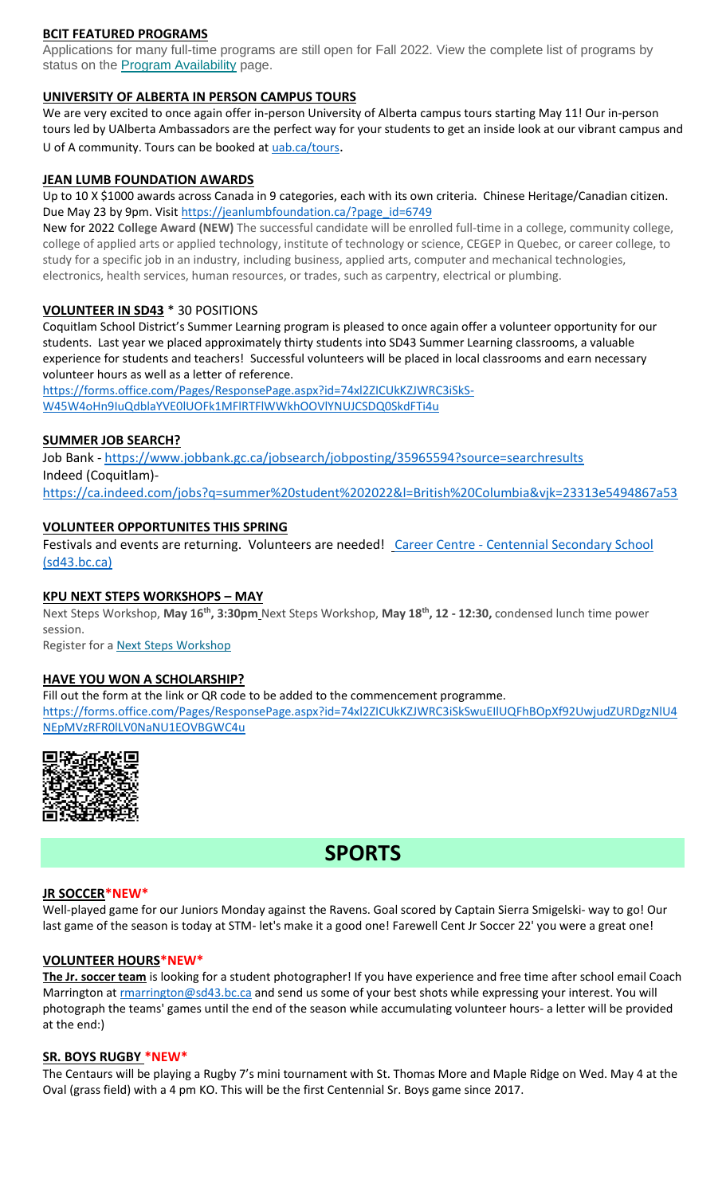### BCIT FEATURED PROGRAMS

Applications for many full-time programs are still open for Fall 2022. View the complete list of programs by status on the Program Availability page.

### UNIVERSITY OF ALBERTA IN PERSON CAMPUS TOURS

We are very excited to once again offer in-person University of Alberta campus tours starting May 11! Our in-person tours led by UAlberta Ambassadors are the perfect way for your students to get an inside look at our vibrant campus and U of A community. Tours can be booked at uab.ca/tours.

### JEAN LUMB FOUNDATION AWARDS

Up to 10 X $1000 awards across Canada in 9 categories, each with its own criteria. Chinese Heritage/Canadian citizen. Due May 23 by 9pm. Visit https://jeanlumbfoundation.ca/?page_id=6749

New for 2022 **College Award (NEW)** The successful candidate will be enrolled full-time in a college, community college, college of applied arts or applied technology, institute of technology or science, CEGEP in Quebec, or career college, to study for a specific job in an industry, including business, applied arts, computer and mechanical technologies, electronics, health services, human resources, or trades, such as carpentry, electrical or plumbing.

### VOLUNTEER IN SD43 * 30 POSITIONS

Coquitlam School District's Summer Learning program is pleased to once again offer a volunteer opportunity for our students. Last year we placed approximately thirty students into SD43 Summer Learning classrooms, a valuable experience for students and teachers! Successful volunteers will be placed in local classrooms and earn necessary volunteer hours as well as a letter of reference.

https://forms.office.com/Pages/ResponsePage.aspx?id=74xl2ZICUkKZJWRC3iSkS-W45W4oHn9IuQdblaYVE0lUOFk1MFlRTFlWWkhOOVlYNUJCSDQ0SkdFTi4u

### SUMMER JOB SEARCH?

Job Bank - https://www.jobbank.gc.ca/jobsearch/jobposting/35965594?source=searchresults

Indeed (Coquitlam)-

https://ca.indeed.com/jobs?q=summer%20student%202022&l=British%20Columbia&vjk=23313e5494867a53

### VOLUNTEER OPPORTUNITES THIS SPRING

Festivals and events are returning. Volunteers are needed! Career Centre - Centennial Secondary School (sd43.bc.ca)

### KPU NEXT STEPS WORKSHOPS – MAY

Next Steps Workshop, **May 16th, 3:30pm** Next Steps Workshop, **May 18th, 12 - 12:30,** condensed lunch time power session.

Register for a Next Steps Workshop

### HAVE YOU WON A SCHOLARSHIP?

Fill out the form at the link or QR code to be added to the commencement programme.

https://forms.office.com/Pages/ResponsePage.aspx?id=74xl2ZICUkKZJWRC3iSkSwuEIlUQFhBOpXf92UwjudZURDgzNlU4NEpMVzRFR0lLV0NaNU1EOVBGWC4u

# SPORTS

### JR SOCCER*NEW*

Well-played game for our Juniors Monday against the Ravens. Goal scored by Captain Sierra Smigelski- way to go! Our last game of the season is today at STM- let's make it a good one! Farewell Cent Jr Soccer 22' you were a great one!

### VOLUNTEER HOURS*NEW*

**The Jr. soccer team** is looking for a student photographer! If you have experience and free time after school email Coach Marrington at rmarrington@sd43.bc.ca and send us some of your best shots while expressing your interest. You will photograph the teams' games until the end of the season while accumulating volunteer hours- a letter will be provided at the end:)

### SR. BOYS RUGBY *NEW*

The Centaurs will be playing a Rugby 7's mini tournament with St. Thomas More and Maple Ridge on Wed. May 4 at the Oval (grass field) with a 4 pm KO. This will be the first Centennial Sr. Boys game since 2017.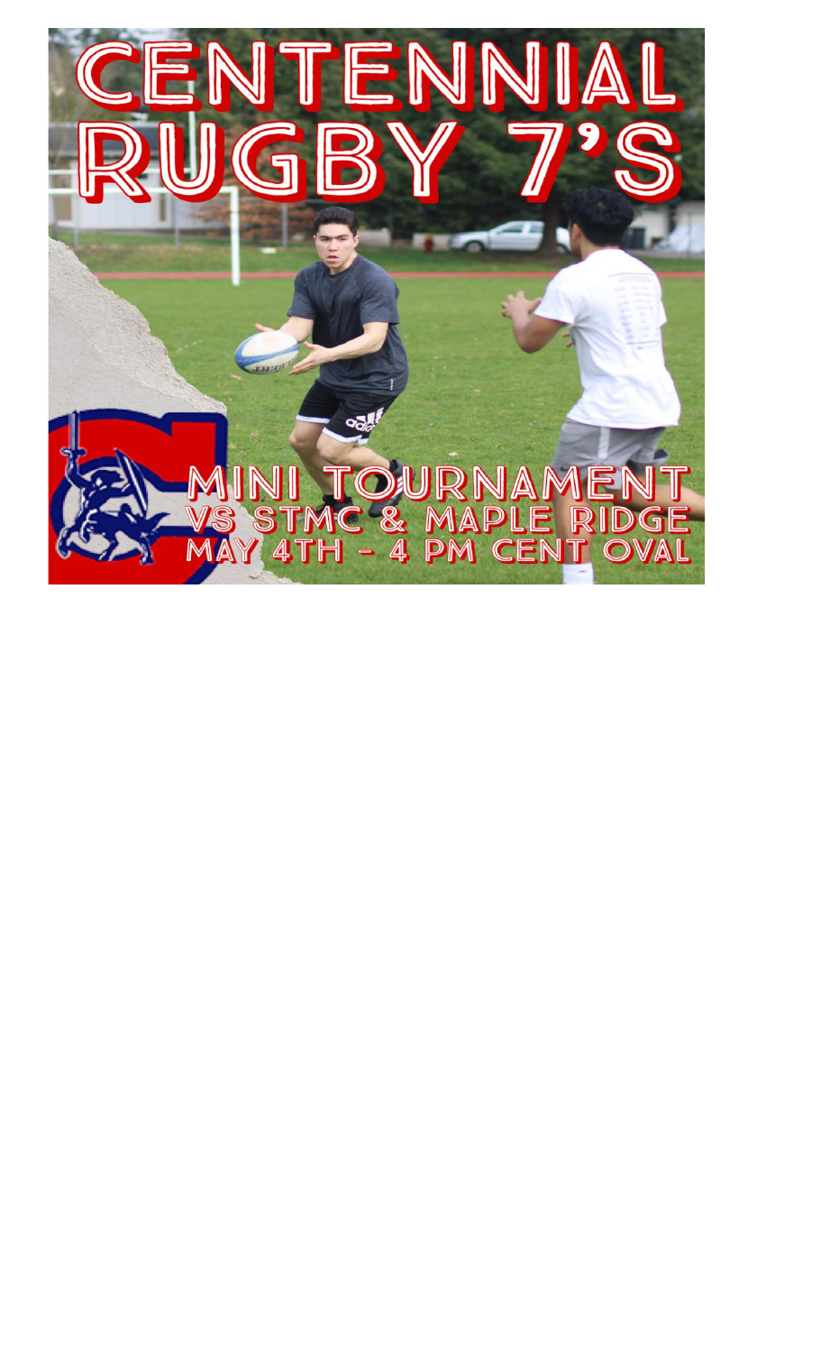# CENTENNIAL RUGBY 7'S

MINI TOURNAMENT
VS STMC & MAPLE RIDGE
MAY 4TH - 4 PM CENT OVAL